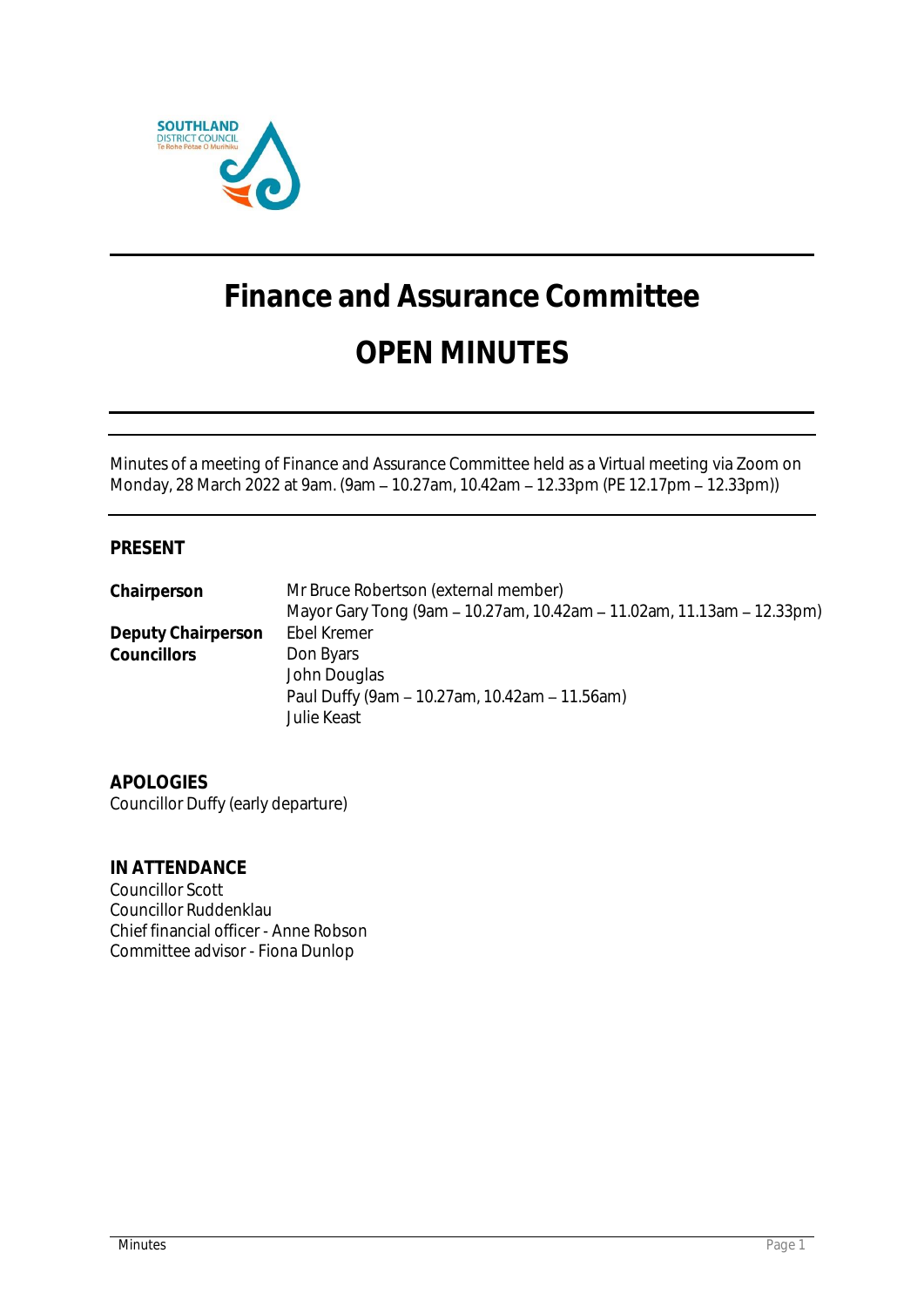# Finance and Assurance Committee

# OPEN MINUTES

Minutes of a meeting of Finance and Assurance Committee held as a Virtual meeting via Zoom on Monday, 28 March 2022 at 9am. (9am – 10.27am, 10.42am – 12.33pm (PE 12.17pm – 12.33pm))

## PRESENT

| | |
|---|---|
| **Chairperson** | Mr Bruce Robertson (external member) |
| | Mayor Gary Tong (9am – 10.27am, 10.42am – 11.02am, 11.13am – 12.33pm) |
| **Deputy Chairperson** | Ebel Kremer |
| **Councillors** | Don Byars |
| | John Douglas |
| | Paul Duffy (9am – 10.27am, 10.42am – 11.56am) |
| | Julie Keast |

## APOLOGIES

Councillor Duffy (early departure)

## IN ATTENDANCE

Councillor Scott
Councillor Ruddenklau
Chief financial officer - Anne Robson
Committee advisor - Fiona Dunlop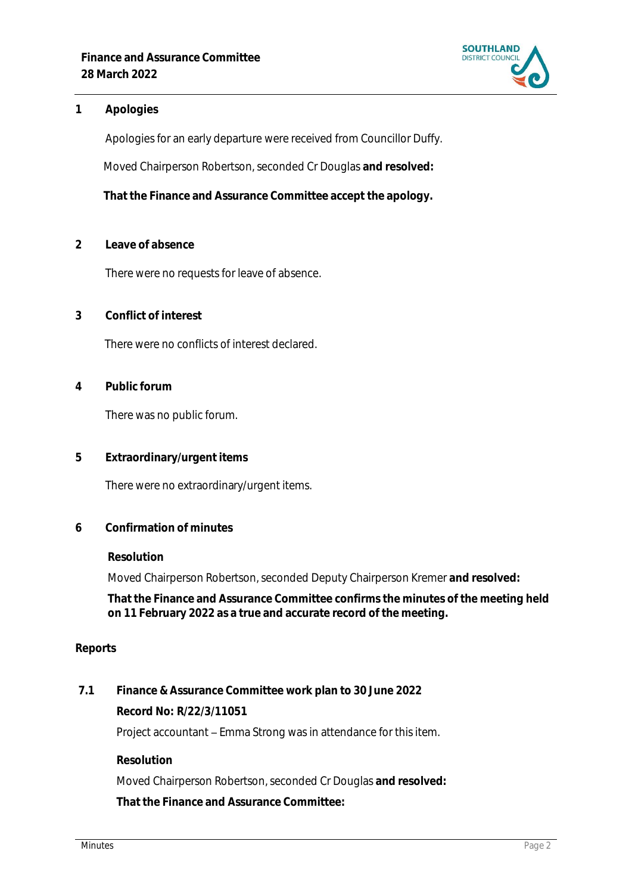## 1 Apologies

Apologies for an early departure were received from Councillor Duffy.

Moved Chairperson Robertson, seconded Cr Douglas **and resolved:**

**That the Finance and Assurance Committee accept the apology.**

## 2 Leave of absence

There were no requests for leave of absence.

## 3 Conflict of interest

There were no conflicts of interest declared.

## 4 Public forum

There was no public forum.

## 5 Extraordinary/urgent items

There were no extraordinary/urgent items.

## 6 Confirmation of minutes

**Resolution**

Moved Chairperson Robertson, seconded Deputy Chairperson Kremer **and resolved:**

**That the Finance and Assurance Committee confirms the minutes of the meeting held on 11 February 2022 as a true and accurate record of the meeting.**

## Reports

### 7.1 Finance & Assurance Committee work plan to 30 June 2022

**Record No: R/22/3/11051**

Project accountant – Emma Strong was in attendance for this item.

**Resolution**

Moved Chairperson Robertson, seconded Cr Douglas **and resolved:**

**That the Finance and Assurance Committee:**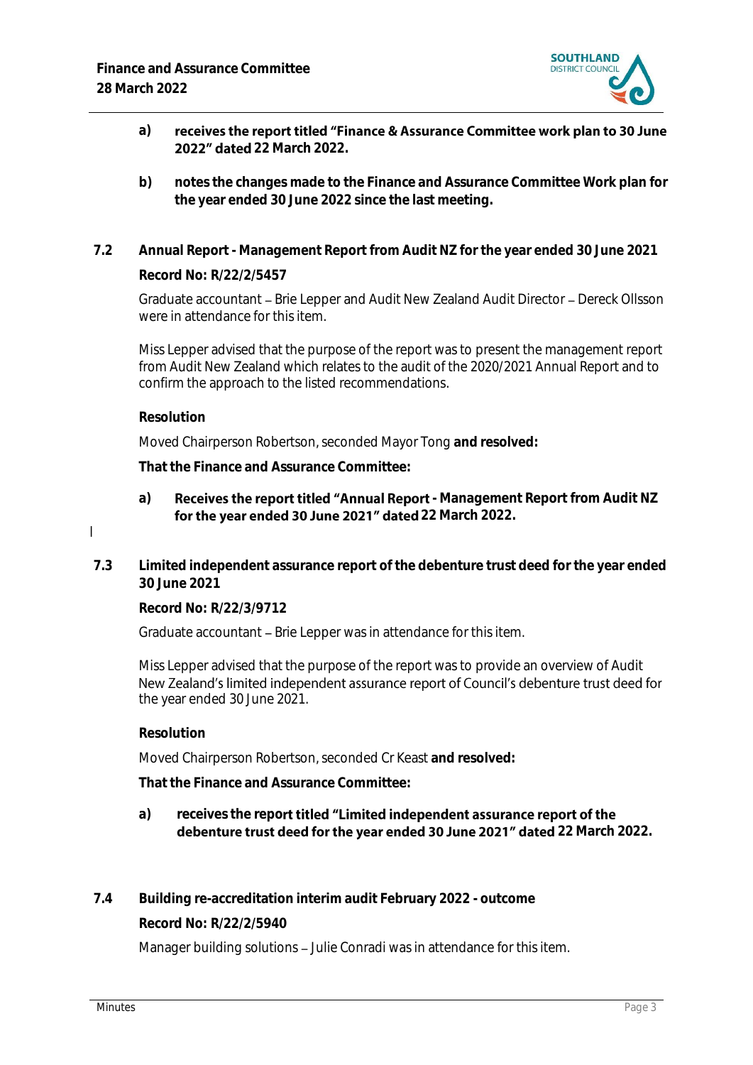a) **receives the report titled "Finance & Assurance Committee work plan to 30 June 2022" dated 22 March 2022.**

b) **notes the changes made to the Finance and Assurance Committee Work plan for the year ended 30 June 2022 since the last meeting.**

## 7.2 Annual Report - Management Report from Audit NZ for the year ended 30 June 2021

**Record No: R/22/2/5457**

Graduate accountant – Brie Lepper and Audit New Zealand Audit Director – Dereck Ollsson were in attendance for this item.

Miss Lepper advised that the purpose of the report was to present the management report from Audit New Zealand which relates to the audit of the 2020/2021 Annual Report and to confirm the approach to the listed recommendations.

**Resolution**

Moved Chairperson Robertson, seconded Mayor Tong **and resolved:**

**That the Finance and Assurance Committee:**

a) **Receives the report titled "Annual Report - Management Report from Audit NZ for the year ended 30 June 2021" dated 22 March 2022.**

## 7.3 Limited independent assurance report of the debenture trust deed for the year ended 30 June 2021

**Record No: R/22/3/9712**

Graduate accountant – Brie Lepper was in attendance for this item.

Miss Lepper advised that the purpose of the report was to provide an overview of Audit New Zealand's limited independent assurance report of Council's debenture trust deed for the year ended 30 June 2021.

**Resolution**

Moved Chairperson Robertson, seconded Cr Keast **and resolved:**

**That the Finance and Assurance Committee:**

a) **receives the report titled "Limited independent assurance report of the debenture trust deed for the year ended 30 June 2021" dated 22 March 2022.**

## 7.4 Building re-accreditation interim audit February 2022 - outcome

**Record No: R/22/2/5940**

Manager building solutions – Julie Conradi was in attendance for this item.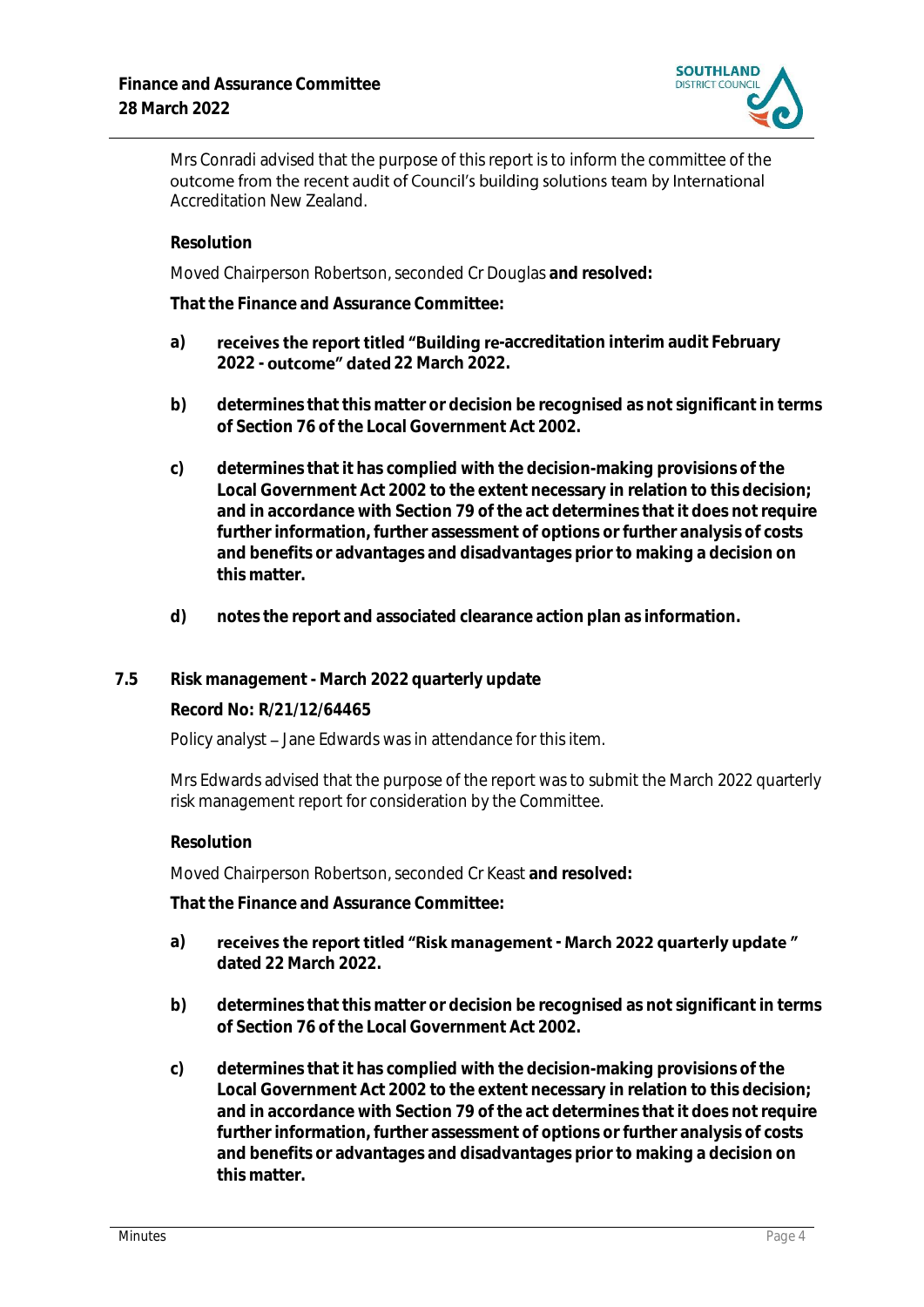Mrs Conradi advised that the purpose of this report is to inform the committee of the outcome from the recent audit of Council's building solutions team by International Accreditation New Zealand.

**Resolution**

Moved Chairperson Robertson, seconded Cr Douglas **and resolved:**

**That the Finance and Assurance Committee:**

**a)** **receives the report titled "Building re-accreditation interim audit February 2022 - outcome" dated 22 March 2022.**

**b)** **determines that this matter or decision be recognised as not significant in terms of Section 76 of the Local Government Act 2002.**

**c)** **determines that it has complied with the decision-making provisions of the Local Government Act 2002 to the extent necessary in relation to this decision; and in accordance with Section 79 of the act determines that it does not require further information, further assessment of options or further analysis of costs and benefits or advantages and disadvantages prior to making a decision on this matter.**

**d)** **notes the report and associated clearance action plan as information.**

### 7.5 Risk management - March 2022 quarterly update

**Record No: R/21/12/64465**

Policy analyst – Jane Edwards was in attendance for this item.

Mrs Edwards advised that the purpose of the report was to submit the March 2022 quarterly risk management report for consideration by the Committee.

**Resolution**

Moved Chairperson Robertson, seconded Cr Keast **and resolved:**

**That the Finance and Assurance Committee:**

**a)** **receives the report titled "Risk management - March 2022 quarterly update" dated 22 March 2022.**

**b)** **determines that this matter or decision be recognised as not significant in terms of Section 76 of the Local Government Act 2002.**

**c)** **determines that it has complied with the decision-making provisions of the Local Government Act 2002 to the extent necessary in relation to this decision; and in accordance with Section 79 of the act determines that it does not require further information, further assessment of options or further analysis of costs and benefits or advantages and disadvantages prior to making a decision on this matter.**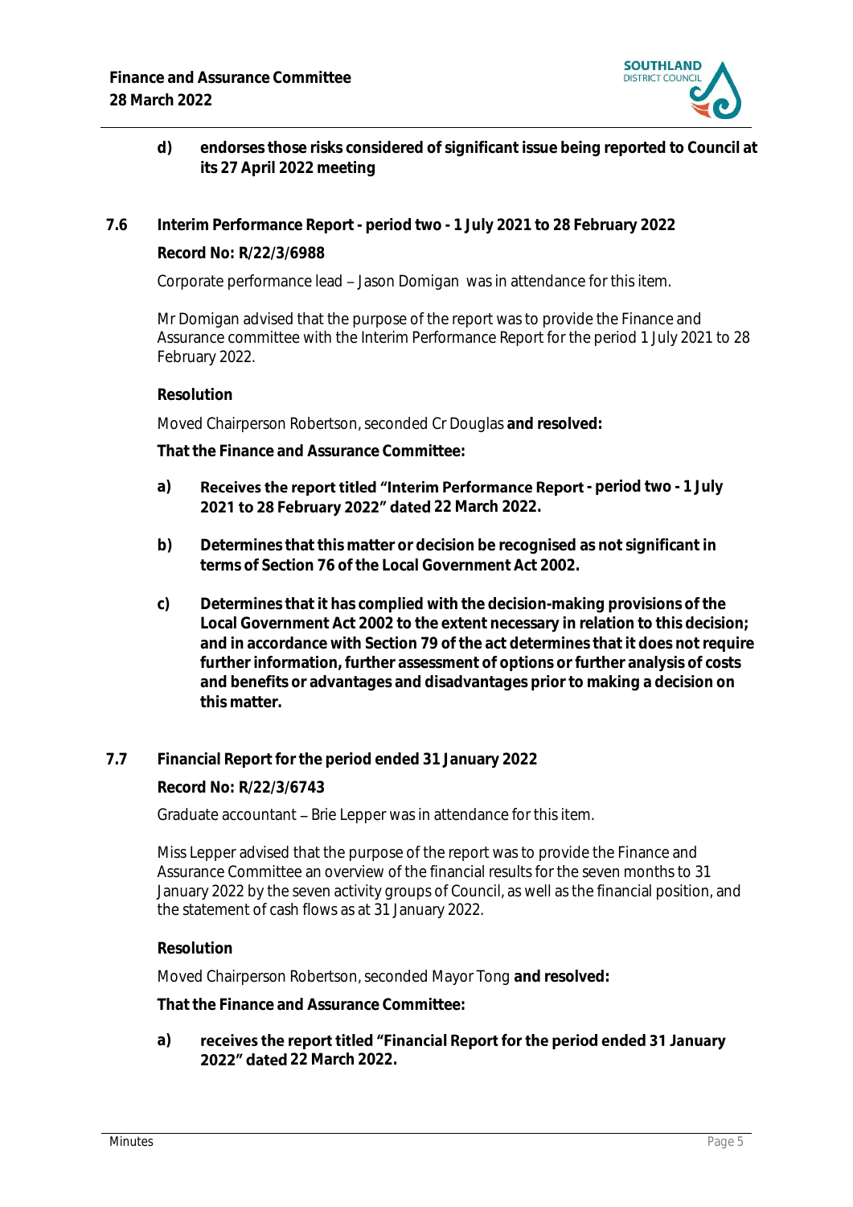**d) endorses those risks considered of significant issue being reported to Council at its 27 April 2022 meeting**

## 7.6 Interim Performance Report - period two - 1 July 2021 to 28 February 2022

**Record No: R/22/3/6988**

Corporate performance lead – Jason Domigan was in attendance for this item.

Mr Domigan advised that the purpose of the report was to provide the Finance and Assurance committee with the Interim Performance Report for the period 1 July 2021 to 28 February 2022.

**Resolution**

Moved Chairperson Robertson, seconded Cr Douglas **and resolved:**

**That the Finance and Assurance Committee:**

**a) Receives the report titled "Interim Performance Report - period two - 1 July 2021 to 28 February 2022" dated 22 March 2022.**

**b) Determines that this matter or decision be recognised as not significant in terms of Section 76 of the Local Government Act 2002.**

**c) Determines that it has complied with the decision-making provisions of the Local Government Act 2002 to the extent necessary in relation to this decision; and in accordance with Section 79 of the act determines that it does not require further information, further assessment of options or further analysis of costs and benefits or advantages and disadvantages prior to making a decision on this matter.**

## 7.7 Financial Report for the period ended 31 January 2022

**Record No: R/22/3/6743**

Graduate accountant – Brie Lepper was in attendance for this item.

Miss Lepper advised that the purpose of the report was to provide the Finance and Assurance Committee an overview of the financial results for the seven months to 31 January 2022 by the seven activity groups of Council, as well as the financial position, and the statement of cash flows as at 31 January 2022.

**Resolution**

Moved Chairperson Robertson, seconded Mayor Tong **and resolved:**

**That the Finance and Assurance Committee:**

**a) receives the report titled "Financial Report for the period ended 31 January 2022" dated 22 March 2022.**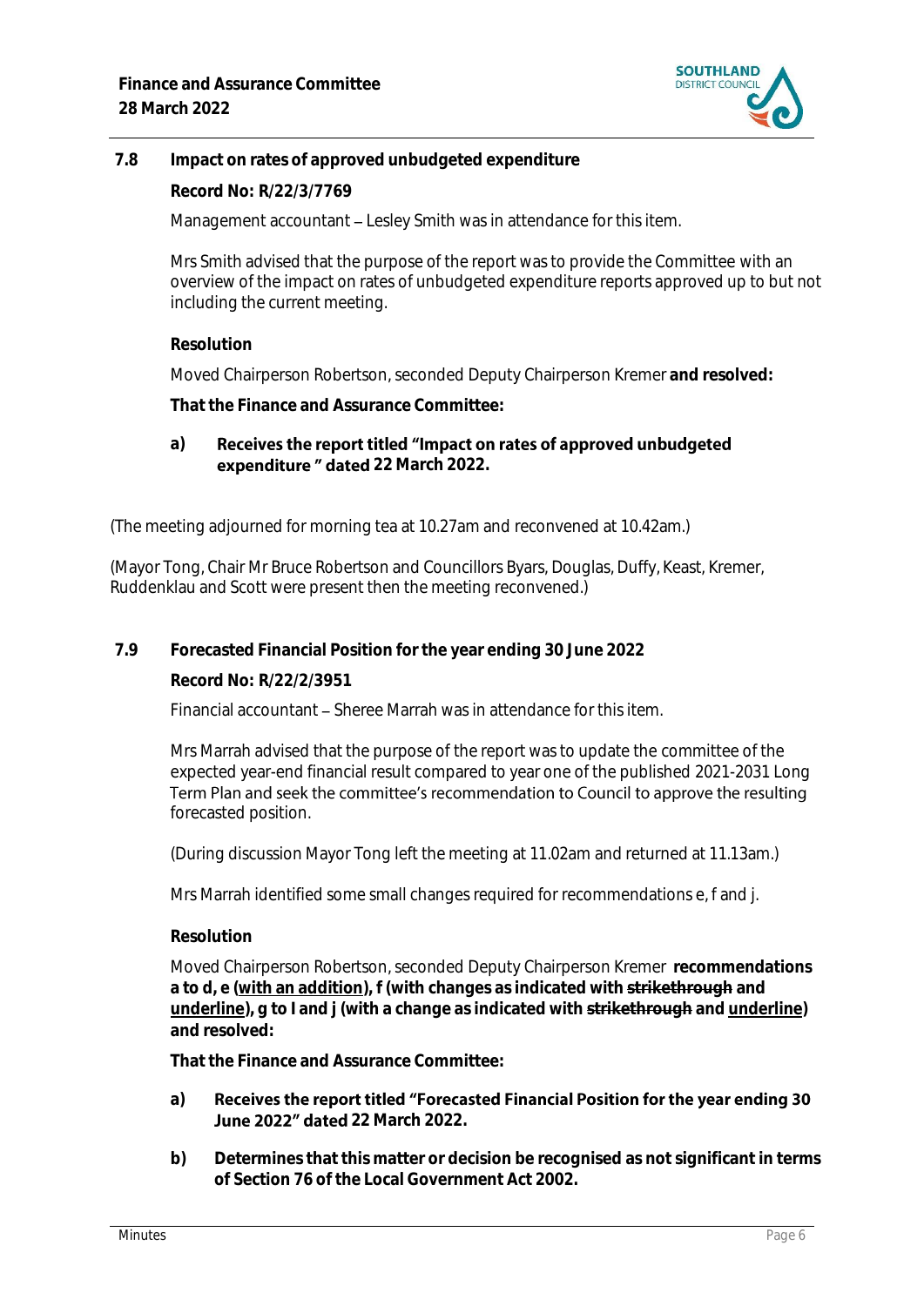### 7.8 Impact on rates of approved unbudgeted expenditure

**Record No: R/22/3/7769**

Management accountant – Lesley Smith was in attendance for this item.

Mrs Smith advised that the purpose of the report was to provide the Committee with an overview of the impact on rates of unbudgeted expenditure reports approved up to but not including the current meeting.

**Resolution**

Moved Chairperson Robertson, seconded Deputy Chairperson Kremer **and resolved:**

**That the Finance and Assurance Committee:**

**a) Receives the report titled "Impact on rates of approved unbudgeted expenditure " dated 22 March 2022.**

(The meeting adjourned for morning tea at 10.27am and reconvened at 10.42am.)

(Mayor Tong, Chair Mr Bruce Robertson and Councillors Byars, Douglas, Duffy, Keast, Kremer, Ruddenklau and Scott were present then the meeting reconvened.)

### 7.9 Forecasted Financial Position for the year ending 30 June 2022

**Record No: R/22/2/3951**

Financial accountant – Sheree Marrah was in attendance for this item.

Mrs Marrah advised that the purpose of the report was to update the committee of the expected year-end financial result compared to year one of the published 2021-2031 Long Term Plan and seek the committee's recommendation to Council to approve the resulting forecasted position.

(During discussion Mayor Tong left the meeting at 11.02am and returned at 11.13am.)

Mrs Marrah identified some small changes required for recommendations e, f and j.

**Resolution**

Moved Chairperson Robertson, seconded Deputy Chairperson Kremer **recommendations a to d, e (<u>with an addition</u>), f (with changes as indicated with ~~strikethrough~~ and <u>underline</u>), g to I and j (with a change as indicated with ~~strikethrough~~ and <u>underline</u>) and resolved:**

**That the Finance and Assurance Committee:**

**a) Receives the report titled "Forecasted Financial Position for the year ending 30 June 2022" dated 22 March 2022.**

**b) Determines that this matter or decision be recognised as not significant in terms of Section 76 of the Local Government Act 2002.**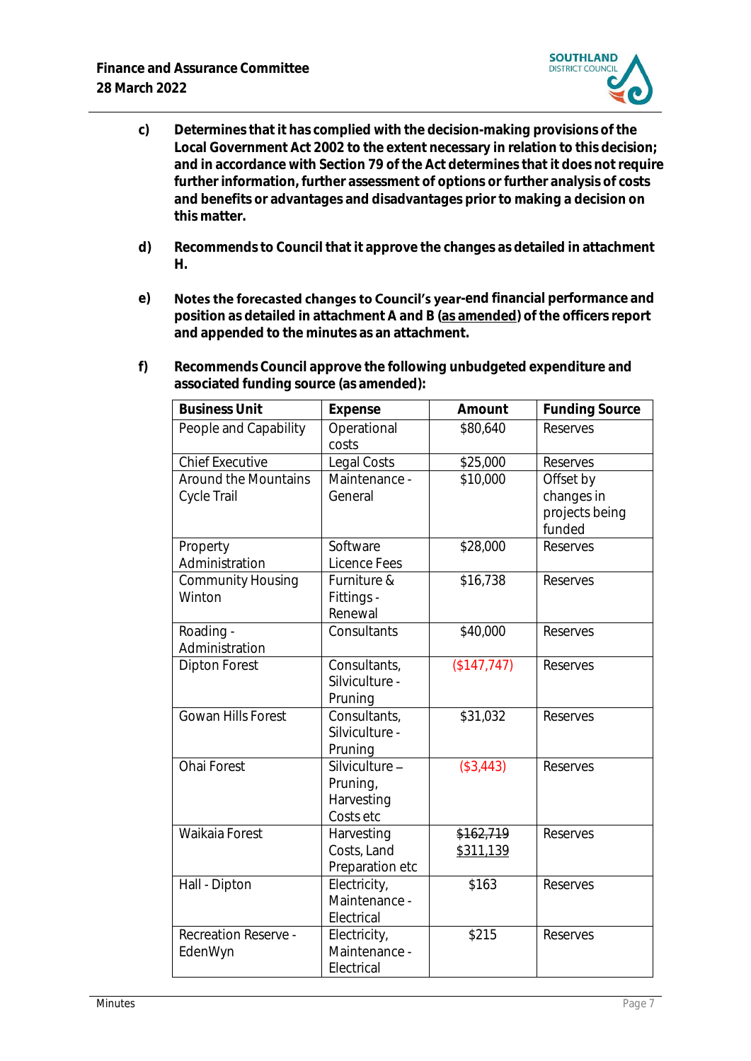**c) Determines that it has complied with the decision-making provisions of the Local Government Act 2002 to the extent necessary in relation to this decision; and in accordance with Section 79 of the Act determines that it does not require further information, further assessment of options or further analysis of costs and benefits or advantages and disadvantages prior to making a decision on this matter.**

**d) Recommends to Council that it approve the changes as detailed in attachment H.**

**e) Notes the forecasted changes to Council's year-end financial performance and position as detailed in attachment A and B (<u>as amended</u>) of the officers report and appended to the minutes as an attachment.**

**f) Recommends Council approve the following unbudgeted expenditure and associated funding source (as amended):**

| Business Unit | Expense | Amount | Funding Source |
|---|---|---|---|
| People and Capability | Operational costs | $80,640 | Reserves |
| Chief Executive | Legal Costs | $25,000 | Reserves |
| Around the Mountains Cycle Trail | Maintenance - General | $10,000 | Offset by changes in projects being funded |
| Property Administration | Software Licence Fees | $28,000 | Reserves |
| Community Housing Winton | Furniture & Fittings - Renewal | $16,738 | Reserves |
| Roading - Administration | Consultants | $40,000 | Reserves |
| Dipton Forest | Consultants, Silviculture - Pruning | ($147,747) | Reserves |
| Gowan Hills Forest | Consultants, Silviculture - Pruning | $31,032 | Reserves |
| Ohai Forest | Silviculture – Pruning, Harvesting Costs etc | ($3,443) | Reserves |
| Waikaia Forest | Harvesting Costs, Land Preparation etc | ~~$162,719~~ <u>$311,139</u> | Reserves |
| Hall - Dipton | Electricity, Maintenance - Electrical | $163 | Reserves |
| Recreation Reserve - EdenWyn | Electricity, Maintenance - Electrical | $215 | Reserves |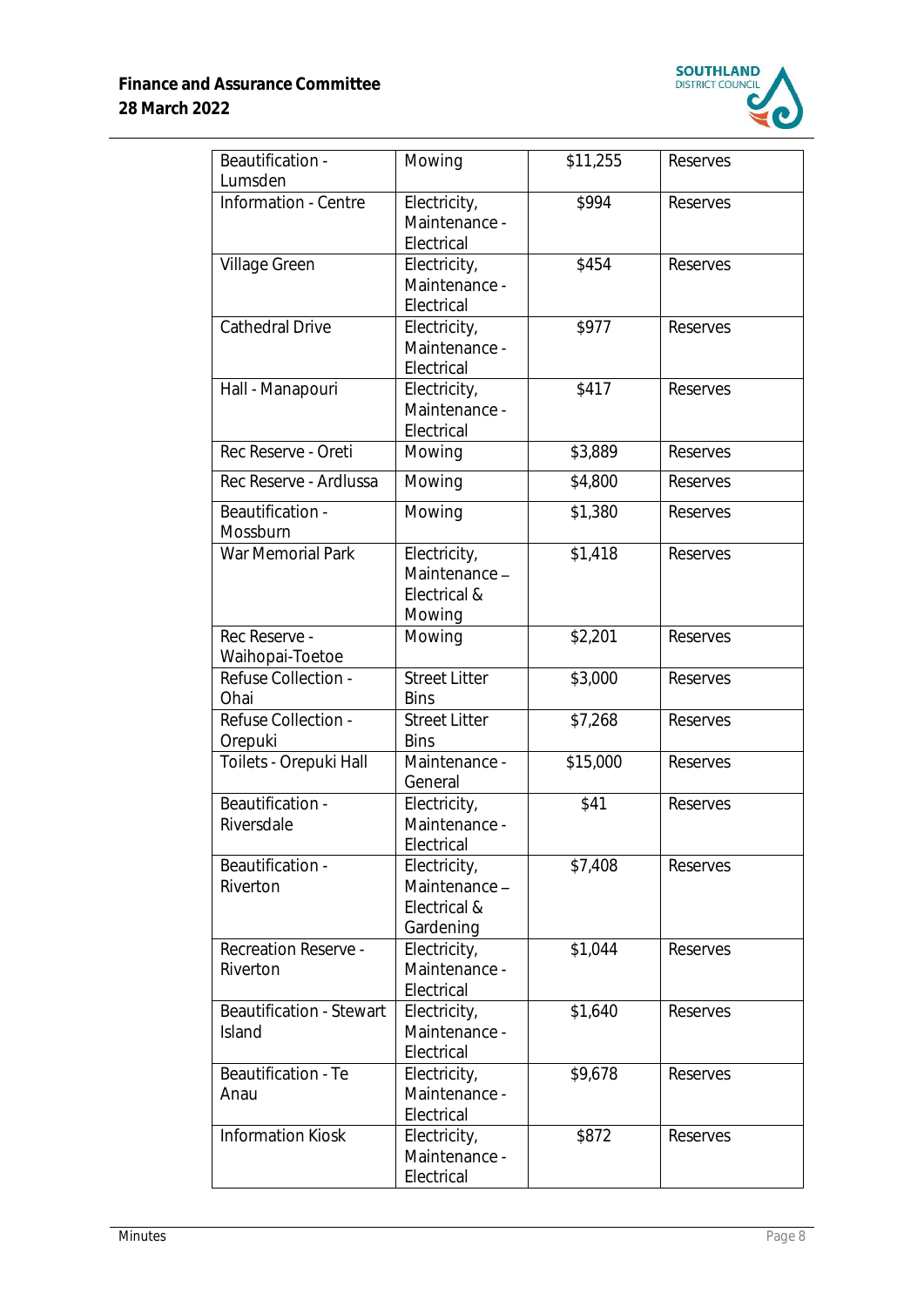| Beautification - Lumsden | Mowing | $11,255 | Reserves |
|---|---|---|---|
| Information - Centre | Electricity, Maintenance - Electrical | $994 | Reserves |
| Village Green | Electricity, Maintenance - Electrical | $454 | Reserves |
| Cathedral Drive | Electricity, Maintenance - Electrical | $977 | Reserves |
| Hall - Manapouri | Electricity, Maintenance - Electrical | $417 | Reserves |
| Rec Reserve - Oreti | Mowing | $3,889 | Reserves |
| Rec Reserve - Ardlussa | Mowing | $4,800 | Reserves |
| Beautification - Mossburn | Mowing | $1,380 | Reserves |
| War Memorial Park | Electricity, Maintenance – Electrical & Mowing | $1,418 | Reserves |
| Rec Reserve - Waihopai-Toetoe | Mowing | $2,201 | Reserves |
| Refuse Collection - Ohai | Street Litter Bins | $3,000 | Reserves |
| Refuse Collection - Orepuki | Street Litter Bins | $7,268 | Reserves |
| Toilets - Orepuki Hall | Maintenance - General | $15,000 | Reserves |
| Beautification - Riversdale | Electricity, Maintenance - Electrical | $41 | Reserves |
| Beautification - Riverton | Electricity, Maintenance – Electrical & Gardening | $7,408 | Reserves |
| Recreation Reserve - Riverton | Electricity, Maintenance - Electrical | $1,044 | Reserves |
| Beautification - Stewart Island | Electricity, Maintenance - Electrical | $1,640 | Reserves |
| Beautification - Te Anau | Electricity, Maintenance - Electrical | $9,678 | Reserves |
| Information Kiosk | Electricity, Maintenance - Electrical | $872 | Reserves |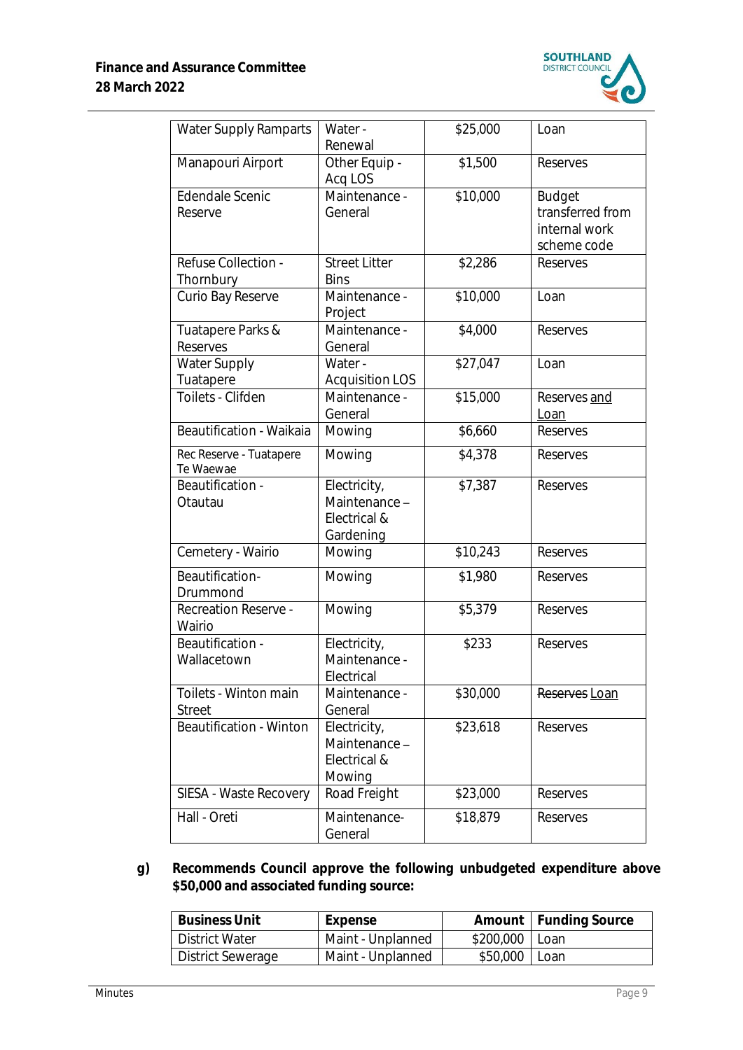| Water Supply Ramparts | Water - Renewal | $25,000 | Loan |
|---|---|---|---|
| Manapouri Airport | Other Equip - Acq LOS | $1,500 | Reserves |
| Edendale Scenic Reserve | Maintenance - General | $10,000 | Budget transferred from internal work scheme code |
| Refuse Collection - Thornbury | Street Litter Bins | $2,286 | Reserves |
| Curio Bay Reserve | Maintenance - Project | $10,000 | Loan |
| Tuatapere Parks & Reserves | Maintenance - General | $4,000 | Reserves |
| Water Supply Tuatapere | Water - Acquisition LOS | $27,047 | Loan |
| Toilets - Clifden | Maintenance - General | $15,000 | Reserves and Loan |
| Beautification - Waikaia | Mowing | $6,660 | Reserves |
| Rec Reserve - Tuatapere Te Waewae | Mowing | $4,378 | Reserves |
| Beautification - Otautau | Electricity, Maintenance – Electrical & Gardening | $7,387 | Reserves |
| Cemetery - Wairio | Mowing | $10,243 | Reserves |
| Beautification-Drummond | Mowing | $1,980 | Reserves |
| Recreation Reserve - Wairio | Mowing | $5,379 | Reserves |
| Beautification - Wallacetown | Electricity, Maintenance - Electrical | $233 | Reserves |
| Toilets - Winton main Street | Maintenance - General | $30,000 | ~~Reserves~~ Loan |
| Beautification - Winton | Electricity, Maintenance – Electrical & Mowing | $23,618 | Reserves |
| SIESA - Waste Recovery | Road Freight | $23,000 | Reserves |
| Hall - Oreti | Maintenance-General | $18,879 | Reserves |

**g) Recommends Council approve the following unbudgeted expenditure above $50,000 and associated funding source:**

| Business Unit | Expense | Amount | Funding Source |
|---|---|---|---|
| District Water | Maint - Unplanned | $200,000 | Loan |
| District Sewerage | Maint - Unplanned | $50,000 | Loan |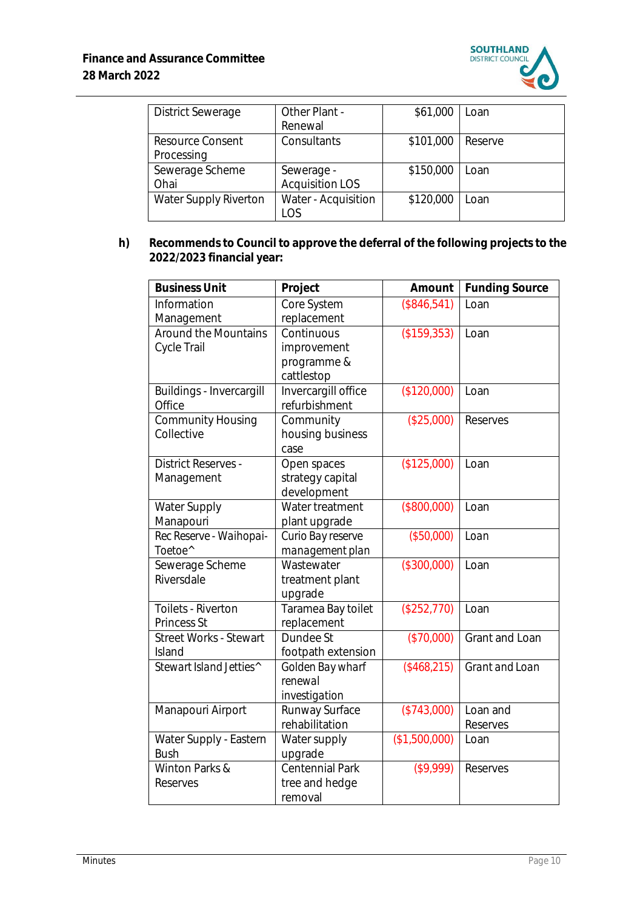| | | | |
|---|---|---|---|
| District Sewerage | Other Plant - Renewal | $61,000 | Loan |
| Resource Consent Processing | Consultants | $101,000 | Reserve |
| Sewerage Scheme Ohai | Sewerage - Acquisition LOS | $150,000 | Loan |
| Water Supply Riverton | Water - Acquisition LOS | $120,000 | Loan |

**h)** **Recommends to Council to approve the deferral of the following projects to the 2022/2023 financial year:**

| Business Unit | Project | Amount | Funding Source |
|---|---|---|---|
| Information Management | Core System replacement | ($846,541) | Loan |
| Around the Mountains Cycle Trail | Continuous improvement programme & cattlestop | ($159,353) | Loan |
| Buildings - Invercargill Office | Invercargill office refurbishment | ($120,000) | Loan |
| Community Housing Collective | Community housing business case | ($25,000) | Reserves |
| District Reserves - Management | Open spaces strategy capital development | ($125,000) | Loan |
| Water Supply Manapouri | Water treatment plant upgrade | ($800,000) | Loan |
| Rec Reserve - Waihopai-Toetoe^ | Curio Bay reserve management plan | ($50,000) | Loan |
| Sewerage Scheme Riversdale | Wastewater treatment plant upgrade | ($300,000) | Loan |
| Toilets - Riverton Princess St | Taramea Bay toilet replacement | ($252,770) | Loan |
| Street Works - Stewart Island | Dundee St footpath extension | ($70,000) | Grant and Loan |
| Stewart Island Jetties^ | Golden Bay wharf renewal investigation | ($468,215) | Grant and Loan |
| Manapouri Airport | Runway Surface rehabilitation | ($743,000) | Loan and Reserves |
| Water Supply - Eastern Bush | Water supply upgrade | ($1,500,000) | Loan |
| Winton Parks & Reserves | Centennial Park tree and hedge removal | ($9,999) | Reserves |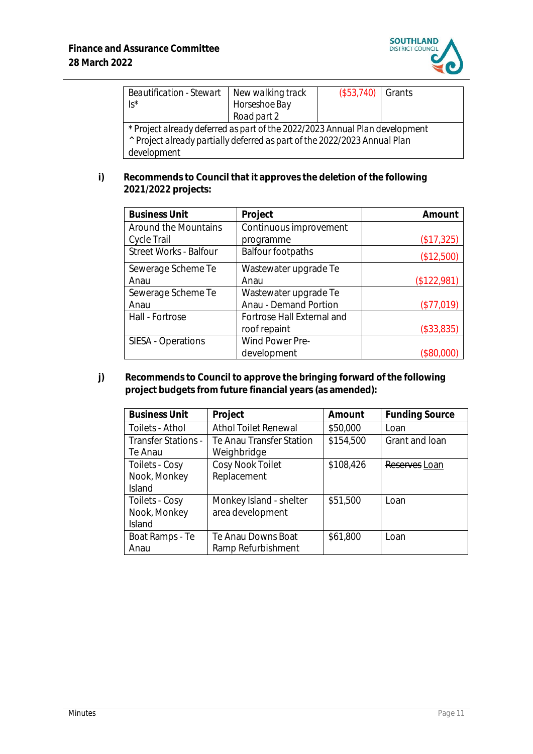| Beautification - Stewart Is* | New walking track Horseshoe Bay Road part 2 | ($53,740) | Grants |
|---|---|---|---|
| * Project already deferred as part of the 2022/2023 Annual Plan development ^ Project already partially deferred as part of the 2022/2023 Annual Plan development | | | |

i) **Recommends to Council that it approves the deletion of the following 2021/2022 projects:**

| Business Unit | Project | Amount |
|---|---|---|
| Around the Mountains Cycle Trail | Continuous improvement programme | ($17,325) |
| Street Works - Balfour | Balfour footpaths | ($12,500) |
| Sewerage Scheme Te Anau | Wastewater upgrade Te Anau | ($122,981) |
| Sewerage Scheme Te Anau | Wastewater upgrade Te Anau - Demand Portion | ($77,019) |
| Hall - Fortrose | Fortrose Hall External and roof repaint | ($33,835) |
| SIESA - Operations | Wind Power Pre-development | ($80,000) |

j) **Recommends to Council to approve the bringing forward of the following project budgets from future financial years (as amended):**

| Business Unit | Project | Amount | Funding Source |
|---|---|---|---|
| Toilets - Athol | Athol Toilet Renewal | $50,000 | Loan |
| Transfer Stations - Te Anau | Te Anau Transfer Station Weighbridge | $154,500 | Grant and loan |
| Toilets - Cosy Nook, Monkey Island | Cosy Nook Toilet Replacement | $108,426 | ~~Reserves~~ Loan |
| Toilets - Cosy Nook, Monkey Island | Monkey Island - shelter area development | $51,500 | Loan |
| Boat Ramps - Te Anau | Te Anau Downs Boat Ramp Refurbishment | $61,800 | Loan |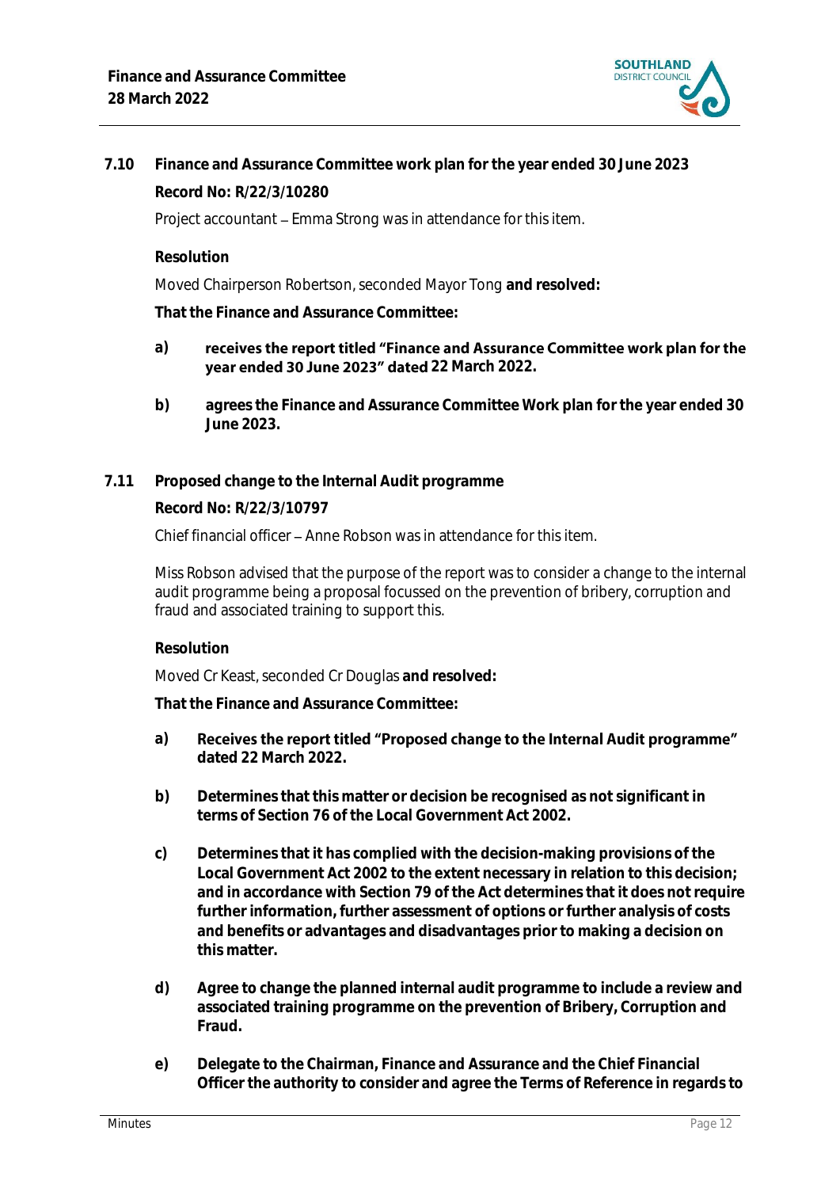## 7.10 Finance and Assurance Committee work plan for the year ended 30 June 2023

**Record No: R/22/3/10280**

Project accountant – Emma Strong was in attendance for this item.

**Resolution**

Moved Chairperson Robertson, seconded Mayor Tong **and resolved:**

**That the Finance and Assurance Committee:**

**a)** **receives the report titled "Finance and Assurance Committee work plan for the year ended 30 June 2023" dated 22 March 2022.**

**b)** **agrees the Finance and Assurance Committee Work plan for the year ended 30 June 2023.**

## 7.11 Proposed change to the Internal Audit programme

**Record No: R/22/3/10797**

Chief financial officer – Anne Robson was in attendance for this item.

Miss Robson advised that the purpose of the report was to consider a change to the internal audit programme being a proposal focussed on the prevention of bribery, corruption and fraud and associated training to support this.

**Resolution**

Moved Cr Keast, seconded Cr Douglas **and resolved:**

**That the Finance and Assurance Committee:**

**a)** **Receives the report titled "Proposed change to the Internal Audit programme" dated 22 March 2022.**

**b)** **Determines that this matter or decision be recognised as not significant in terms of Section 76 of the Local Government Act 2002.**

**c)** **Determines that it has complied with the decision-making provisions of the Local Government Act 2002 to the extent necessary in relation to this decision; and in accordance with Section 79 of the Act determines that it does not require further information, further assessment of options or further analysis of costs and benefits or advantages and disadvantages prior to making a decision on this matter.**

**d)** **Agree to change the planned internal audit programme to include a review and associated training programme on the prevention of Bribery, Corruption and Fraud.**

**e)** **Delegate to the Chairman, Finance and Assurance and the Chief Financial Officer the authority to consider and agree the Terms of Reference in regards to**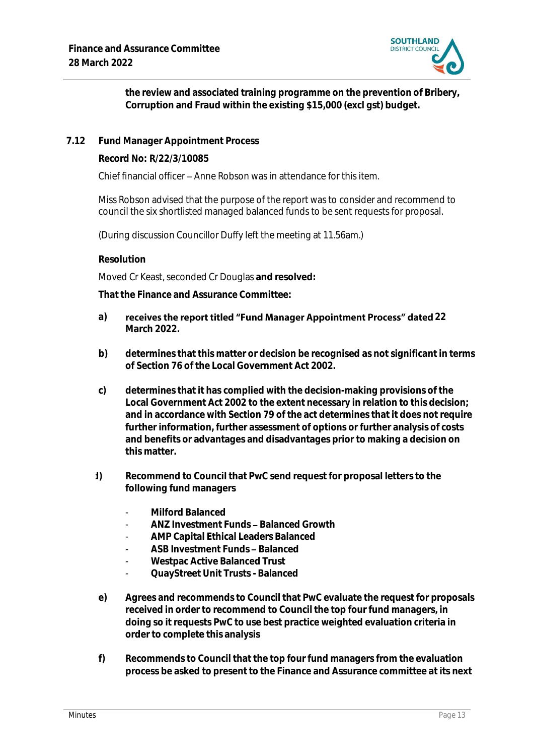**the review and associated training programme on the prevention of Bribery, Corruption and Fraud within the existing $15,000 (excl gst) budget.**

## 7.12 Fund Manager Appointment Process

**Record No: R/22/3/10085**

Chief financial officer – Anne Robson was in attendance for this item.

Miss Robson advised that the purpose of the report was to consider and recommend to council the six shortlisted managed balanced funds to be sent requests for proposal.

(During discussion Councillor Duffy left the meeting at 11.56am.)

**Resolution**

Moved Cr Keast, seconded Cr Douglas **and resolved:**

**That the Finance and Assurance Committee:**

a) **receives the report titled "Fund Manager Appointment Process" dated 22 March 2022.**

b) **determines that this matter or decision be recognised as not significant in terms of Section 76 of the Local Government Act 2002.**

c) **determines that it has complied with the decision-making provisions of the Local Government Act 2002 to the extent necessary in relation to this decision; and in accordance with Section 79 of the act determines that it does not require further information, further assessment of options or further analysis of costs and benefits or advantages and disadvantages prior to making a decision on this matter.**

d) **Recommend to Council that PwC send request for proposal letters to the following fund managers**

- **Milford Balanced**
- **ANZ Investment Funds – Balanced Growth**
- **AMP Capital Ethical Leaders Balanced**
- **ASB Investment Funds – Balanced**
- **Westpac Active Balanced Trust**
- **QuayStreet Unit Trusts - Balanced**

e) **Agrees and recommends to Council that PwC evaluate the request for proposals received in order to recommend to Council the top four fund managers, in doing so it requests PwC to use best practice weighted evaluation criteria in order to complete this analysis**

f) **Recommends to Council that the top four fund managers from the evaluation process be asked to present to the Finance and Assurance committee at its next**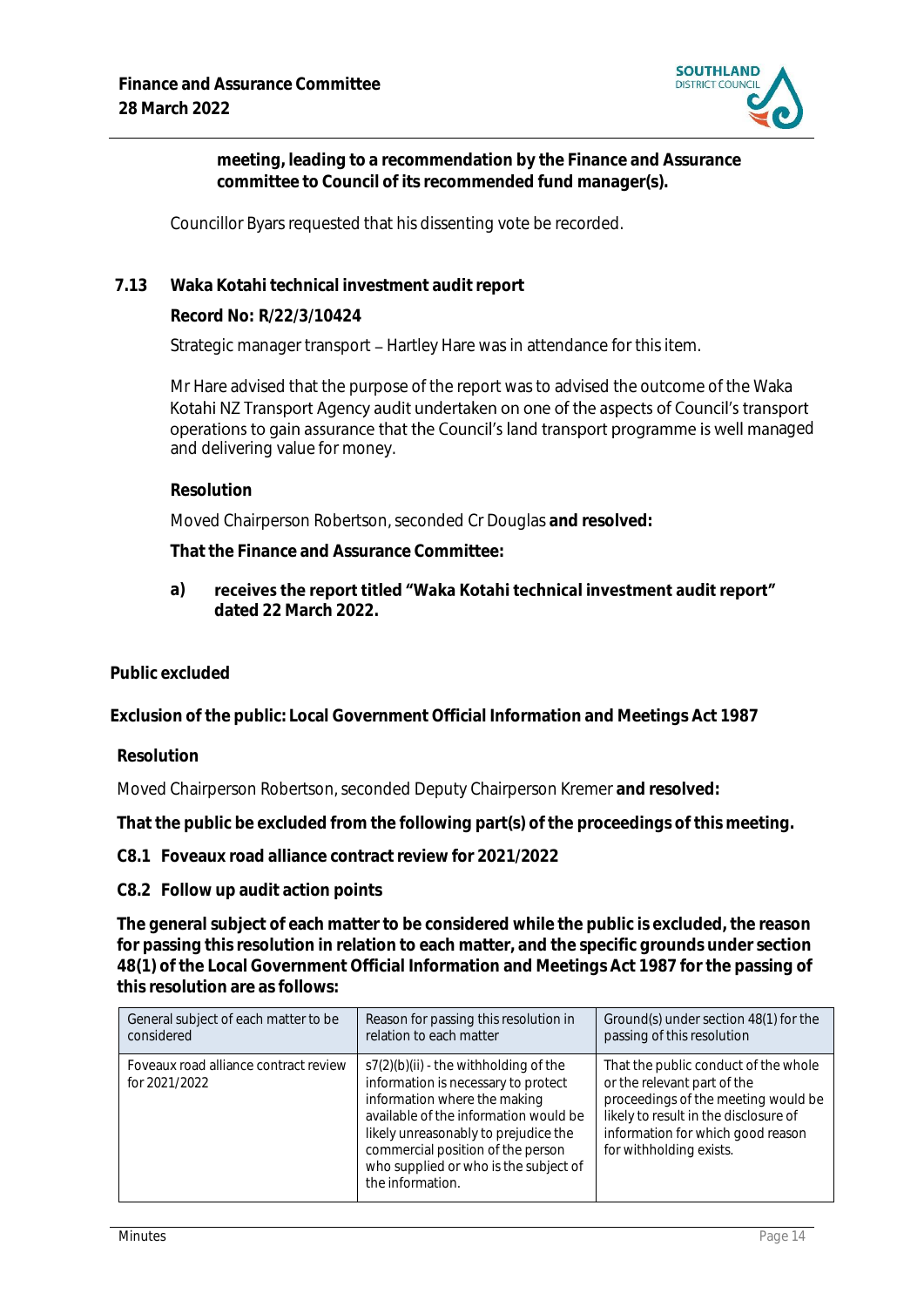**meeting, leading to a recommendation by the Finance and Assurance committee to Council of its recommended fund manager(s).**

Councillor Byars requested that his dissenting vote be recorded.

### 7.13 Waka Kotahi technical investment audit report

**Record No: R/22/3/10424**

Strategic manager transport – Hartley Hare was in attendance for this item.

Mr Hare advised that the purpose of the report was to advised the outcome of the Waka Kotahi NZ Transport Agency audit undertaken on one of the aspects of Council's transport operations to gain assurance that the Council's land transport programme is well managed and delivering value for money.

**Resolution**

Moved Chairperson Robertson, seconded Cr Douglas **and resolved:**

**That the Finance and Assurance Committee:**

**a) receives the report titled "Waka Kotahi technical investment audit report" dated 22 March 2022.**

## Public excluded

**Exclusion of the public: Local Government Official Information and Meetings Act 1987**

**Resolution**

Moved Chairperson Robertson, seconded Deputy Chairperson Kremer **and resolved:**

**That the public be excluded from the following part(s) of the proceedings of this meeting.**

**C8.1 Foveaux road alliance contract review for 2021/2022**

**C8.2 Follow up audit action points**

**The general subject of each matter to be considered while the public is excluded, the reason for passing this resolution in relation to each matter, and the specific grounds under section 48(1) of the Local Government Official Information and Meetings Act 1987 for the passing of this resolution are as follows:**

| General subject of each matter to be considered | Reason for passing this resolution in relation to each matter | Ground(s) under section 48(1) for the passing of this resolution |
|---|---|---|
| Foveaux road alliance contract review for 2021/2022 | s7(2)(b)(ii) - the withholding of the information is necessary to protect information where the making available of the information would be likely unreasonably to prejudice the commercial position of the person who supplied or who is the subject of the information. | That the public conduct of the whole or the relevant part of the proceedings of the meeting would be likely to result in the disclosure of information for which good reason for withholding exists. |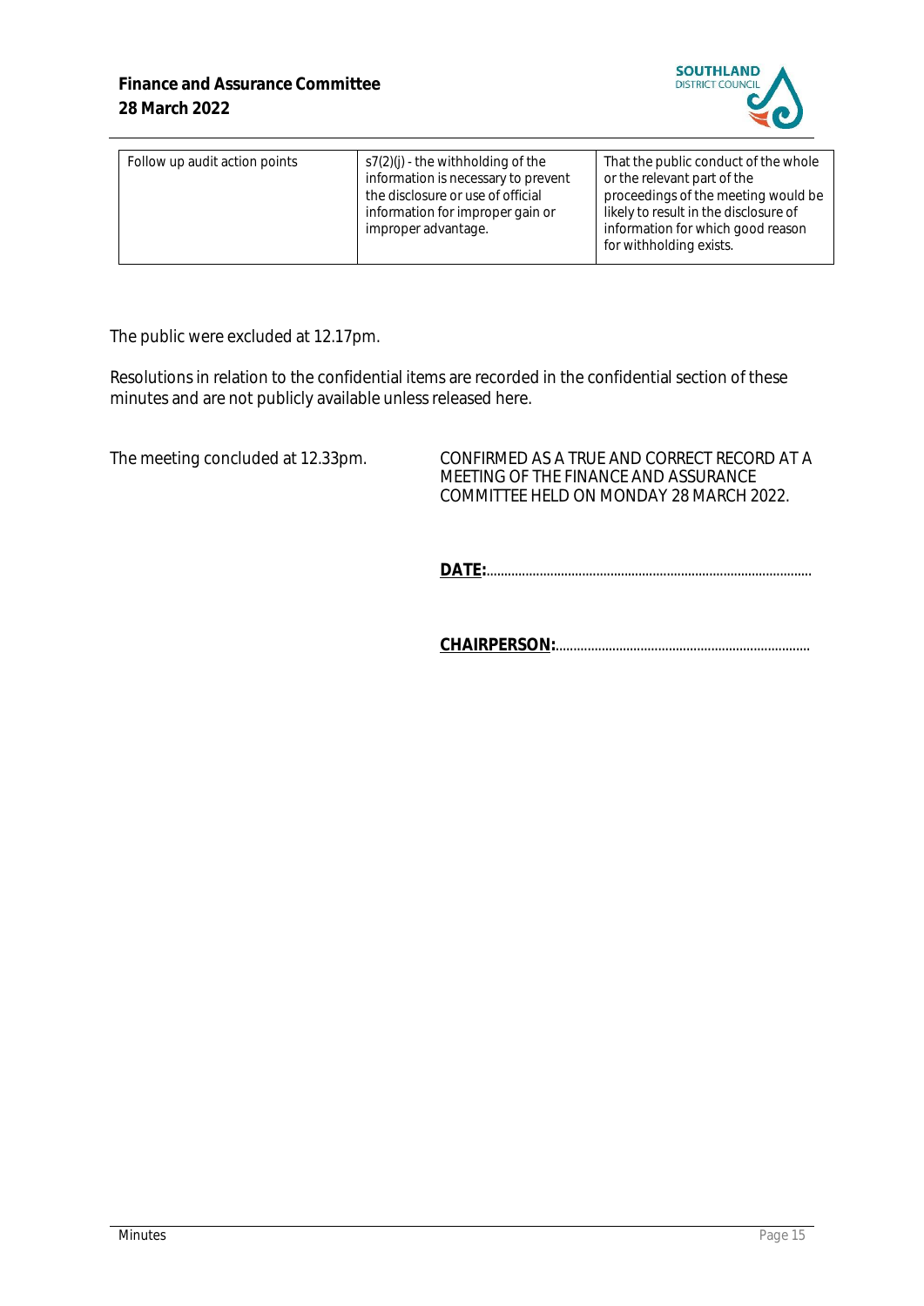| Follow up audit action points | s7(2)(j) - the withholding of the information is necessary to prevent the disclosure or use of official information for improper gain or improper advantage. | That the public conduct of the whole or the relevant part of the proceedings of the meeting would be likely to result in the disclosure of information for which good reason for withholding exists. |
|---|---|---|

The public were excluded at 12.17pm.

Resolutions in relation to the confidential items are recorded in the confidential section of these minutes and are not publicly available unless released here.

The meeting concluded at 12.33pm.

CONFIRMED AS A TRUE AND CORRECT RECORD AT A MEETING OF THE FINANCE AND ASSURANCE COMMITTEE HELD ON MONDAY 28 MARCH 2022.

**DATE:**...........................................................................................

**CHAIRPERSON:**......................................................................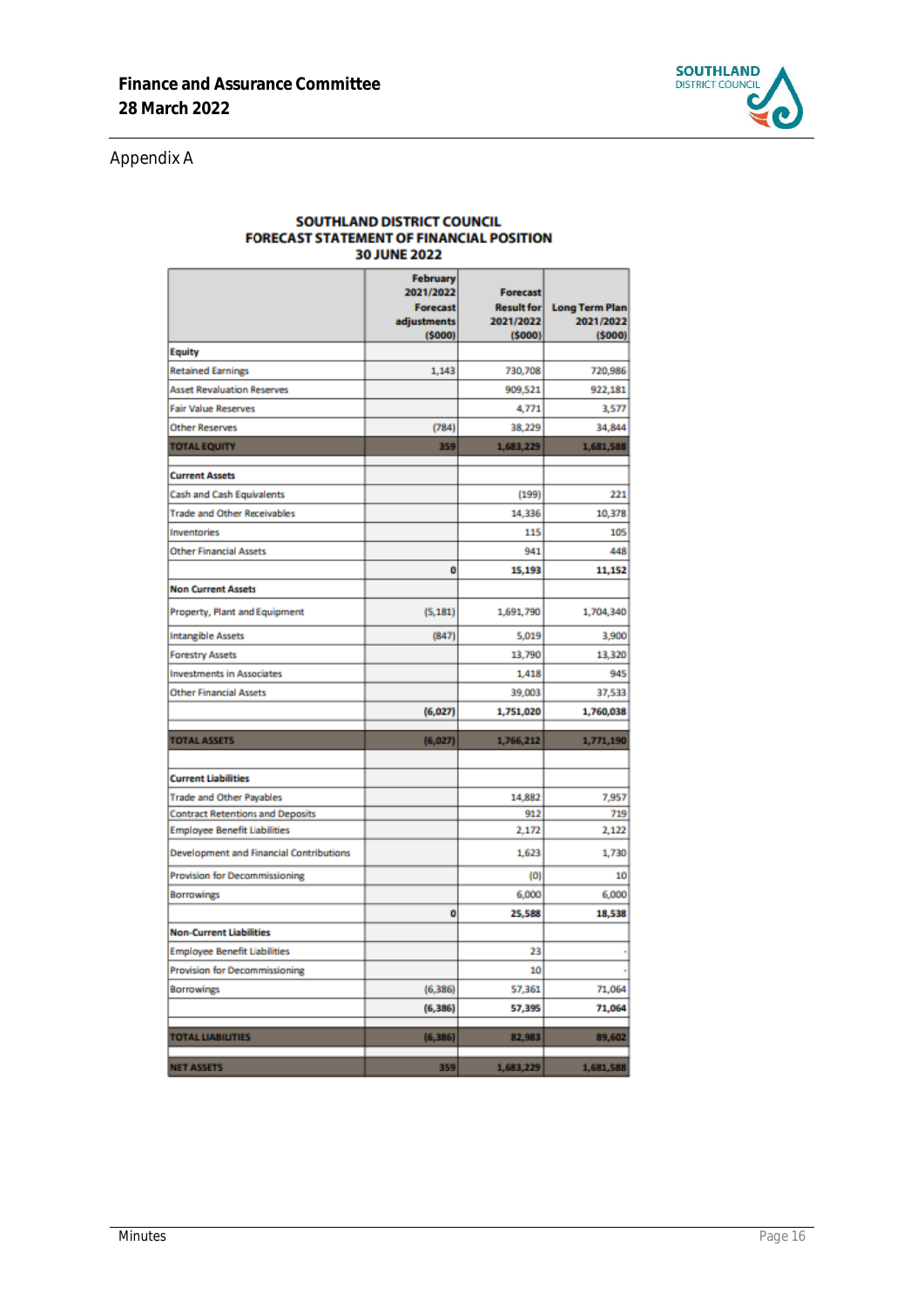Appendix A

**SOUTHLAND DISTRICT COUNCIL**
**FORECAST STATEMENT OF FINANCIAL POSITION**
**30 JUNE 2022**

| | February 2021/2022 Forecast adjustments ($000) | Forecast Result for 2021/2022 ($000) | Long Term Plan 2021/2022 ($000) |
|---|---|---|---|
| **Equity** | | | |
| Retained Earnings | 1,143 | 730,708 | 720,986 |
| Asset Revaluation Reserves | | 909,521 | 922,181 |
| Fair Value Reserves | | 4,771 | 3,577 |
| Other Reserves | (784) | 38,229 | 34,844 |
| **TOTAL EQUITY** | **359** | **1,683,229** | **1,681,588** |
| | | | |
| **Current Assets** | | | |
| Cash and Cash Equivalents | | (199) | 221 |
| Trade and Other Receivables | | 14,336 | 10,378 |
| Inventories | | 115 | 105 |
| Other Financial Assets | | 941 | 448 |
| | **0** | **15,193** | **11,152** |
| **Non Current Assets** | | | |
| Property, Plant and Equipment | (5,181) | 1,691,790 | 1,704,340 |
| Intangible Assets | (847) | 5,019 | 3,900 |
| Forestry Assets | | 13,790 | 13,320 |
| Investments in Associates | | 1,418 | 945 |
| Other Financial Assets | | 39,003 | 37,533 |
| | **(6,027)** | **1,751,020** | **1,760,038** |
| | | | |
| **TOTAL ASSETS** | **(6,027)** | **1,766,212** | **1,771,190** |
| | | | |
| **Current Liabilities** | | | |
| Trade and Other Payables | | 14,882 | 7,957 |
| Contract Retentions and Deposits | | 912 | 719 |
| Employee Benefit Liabilities | | 2,172 | 2,122 |
| Development and Financial Contributions | | 1,623 | 1,730 |
| Provision for Decommissioning | | (0) | 10 |
| Borrowings | | 6,000 | 6,000 |
| | **0** | **25,588** | **18,538** |
| **Non-Current Liabilities** | | | |
| Employee Benefit Liabilities | | 23 | - |
| Provision for Decommissioning | | 10 | - |
| Borrowings | (6,386) | 57,361 | 71,064 |
| | **(6,386)** | **57,395** | **71,064** |
| | | | |
| **TOTAL LIABILITIES** | **(6,386)** | **82,983** | **89,602** |
| | | | |
| **NET ASSETS** | **359** | **1,683,229** | **1,681,588** |